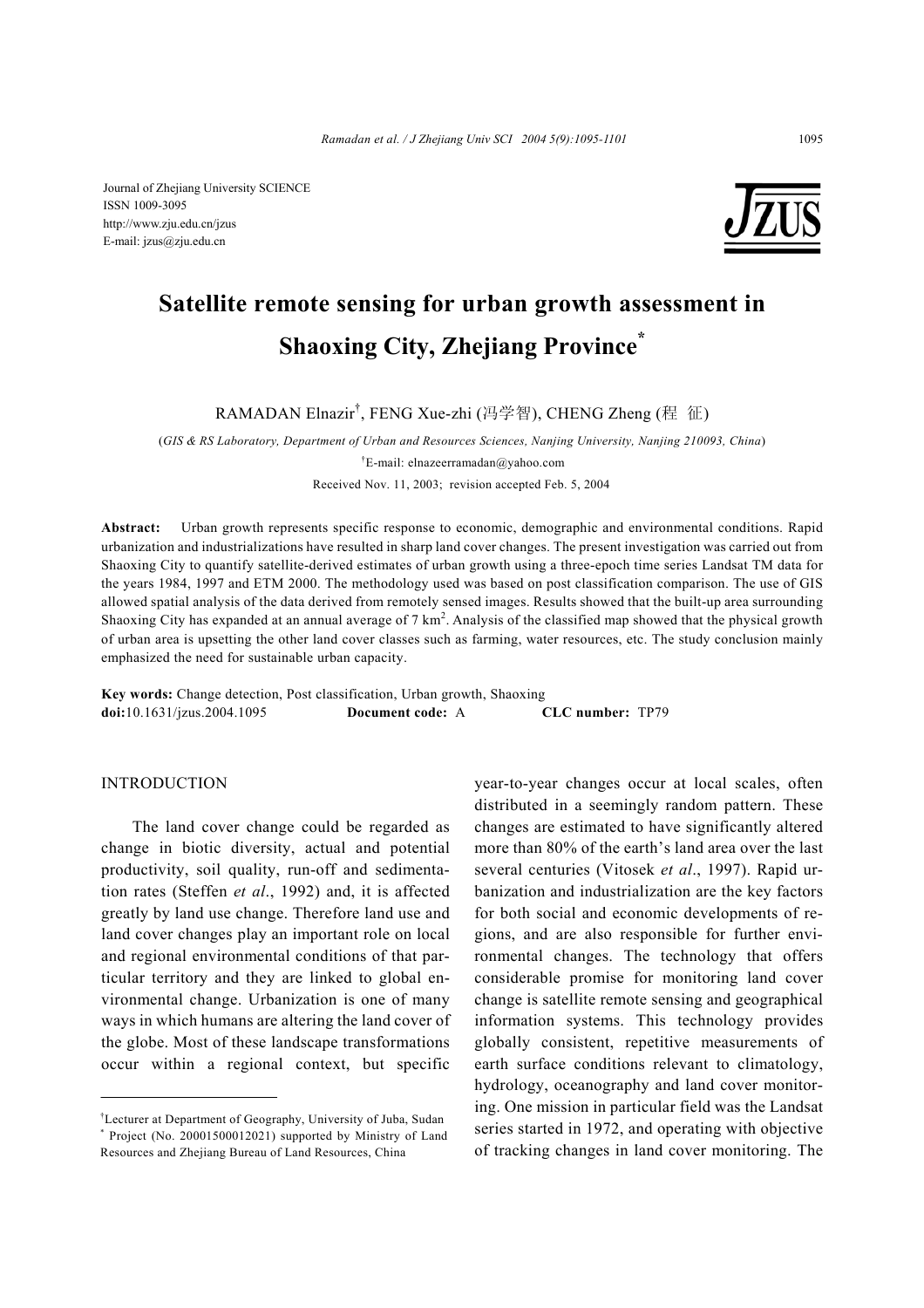Journal of Zhejiang University SCIENCE
ISSN 1009-3095
http://www.zju.edu.cn/jzus
E-mail: jzus@zju.edu.cn

# Satellite remote sensing for urban growth assessment in Shaoxing City, Zhejiang Province*

RAMADAN Elnazir†, FENG Xue-zhi (冯学智), CHENG Zheng (程 征)

(*GIS & RS Laboratory, Department of Urban and Resources Sciences, Nanjing University, Nanjing 210093, China*)

†E-mail: elnazeerramadan@yahoo.com

Received Nov. 11, 2003; revision accepted Feb. 5, 2004

**Abstract:** Urban growth represents specific response to economic, demographic and environmental conditions. Rapid urbanization and industrializations have resulted in sharp land cover changes. The present investigation was carried out from Shaoxing City to quantify satellite-derived estimates of urban growth using a three-epoch time series Landsat TM data for the years 1984, 1997 and ETM 2000. The methodology used was based on post classification comparison. The use of GIS allowed spatial analysis of the data derived from remotely sensed images. Results showed that the built-up area surrounding Shaoxing City has expanded at an annual average of 7 km$^2$. Analysis of the classified map showed that the physical growth of urban area is upsetting the other land cover classes such as farming, water resources, etc. The study conclusion mainly emphasized the need for sustainable urban capacity.

**Key words:** Change detection, Post classification, Urban growth, Shaoxing
**doi:**10.1631/jzus.2004.1095 **Document code:** A **CLC number:** TP79

## INTRODUCTION

The land cover change could be regarded as change in biotic diversity, actual and potential productivity, soil quality, run-off and sedimentation rates (Steffen *et al*., 1992) and, it is affected greatly by land use change. Therefore land use and land cover changes play an important role on local and regional environmental conditions of that particular territory and they are linked to global environmental change. Urbanization is one of many ways in which humans are altering the land cover of the globe. Most of these landscape transformations occur within a regional context, but specific year-to-year changes occur at local scales, often distributed in a seemingly random pattern. These changes are estimated to have significantly altered more than 80% of the earth's land area over the last several centuries (Vitosek *et al*., 1997). Rapid urbanization and industrialization are the key factors for both social and economic developments of regions, and are also responsible for further environmental changes. The technology that offers considerable promise for monitoring land cover change is satellite remote sensing and geographical information systems. This technology provides globally consistent, repetitive measurements of earth surface conditions relevant to climatology, hydrology, oceanography and land cover monitoring. One mission in particular field was the Landsat series started in 1972, and operating with objective of tracking changes in land cover monitoring. The

---

†Lecturer at Department of Geography, University of Juba, Sudan
\* Project (No. 20001500012021) supported by Ministry of Land Resources and Zhejiang Bureau of Land Resources, China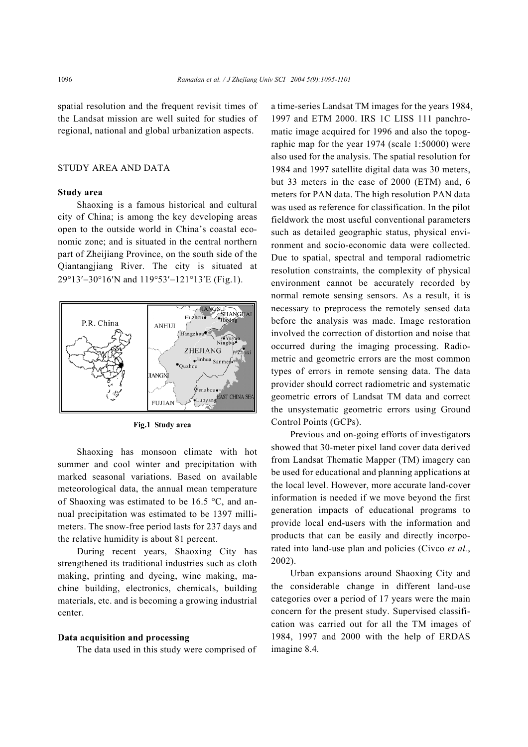spatial resolution and the frequent revisit times of the Landsat mission are well suited for studies of regional, national and global urbanization aspects.

## STUDY AREA AND DATA

### Study area

Shaoxing is a famous historical and cultural city of China; is among the key developing areas open to the outside world in China's coastal economic zone; and is situated in the central northern part of Zheijiang Province, on the south side of the Qiantangjiang River. The city is situated at 29°13′−30°16′N and 119°53′−121°13′E (Fig.1).

**Fig.1 Study area**

Shaoxing has monsoon climate with hot summer and cool winter and precipitation with marked seasonal variations. Based on available meteorological data, the annual mean temperature of Shaoxing was estimated to be 16.5 °C, and annual precipitation was estimated to be 1397 millimeters. The snow-free period lasts for 237 days and the relative humidity is about 81 percent.

During recent years, Shaoxing City has strengthened its traditional industries such as cloth making, printing and dyeing, wine making, machine building, electronics, chemicals, building materials, etc. and is becoming a growing industrial center.

### Data acquisition and processing

The data used in this study were comprised of a time-series Landsat TM images for the years 1984, 1997 and ETM 2000. IRS 1C LISS 111 panchromatic image acquired for 1996 and also the topographic map for the year 1974 (scale 1:50000) were also used for the analysis. The spatial resolution for 1984 and 1997 satellite digital data was 30 meters, but 33 meters in the case of 2000 (ETM) and, 6 meters for PAN data. The high resolution PAN data was used as reference for classification. In the pilot fieldwork the most useful conventional parameters such as detailed geographic status, physical environment and socio-economic data were collected. Due to spatial, spectral and temporal radiometric resolution constraints, the complexity of physical environment cannot be accurately recorded by normal remote sensing sensors. As a result, it is necessary to preprocess the remotely sensed data before the analysis was made. Image restoration involved the correction of distortion and noise that occurred during the imaging processing. Radiometric and geometric errors are the most common types of errors in remote sensing data. The data provider should correct radiometric and systematic geometric errors of Landsat TM data and correct the unsystematic geometric errors using Ground Control Points (GCPs).

Previous and on-going efforts of investigators showed that 30-meter pixel land cover data derived from Landsat Thematic Mapper (TM) imagery can be used for educational and planning applications at the local level. However, more accurate land-cover information is needed if we move beyond the first generation impacts of educational programs to provide local end-users with the information and products that can be easily and directly incorporated into land-use plan and policies (Civco *et al.*, 2002).

Urban expansions around Shaoxing City and the considerable change in different land-use categories over a period of 17 years were the main concern for the present study. Supervised classification was carried out for all the TM images of 1984, 1997 and 2000 with the help of ERDAS imagine 8.4.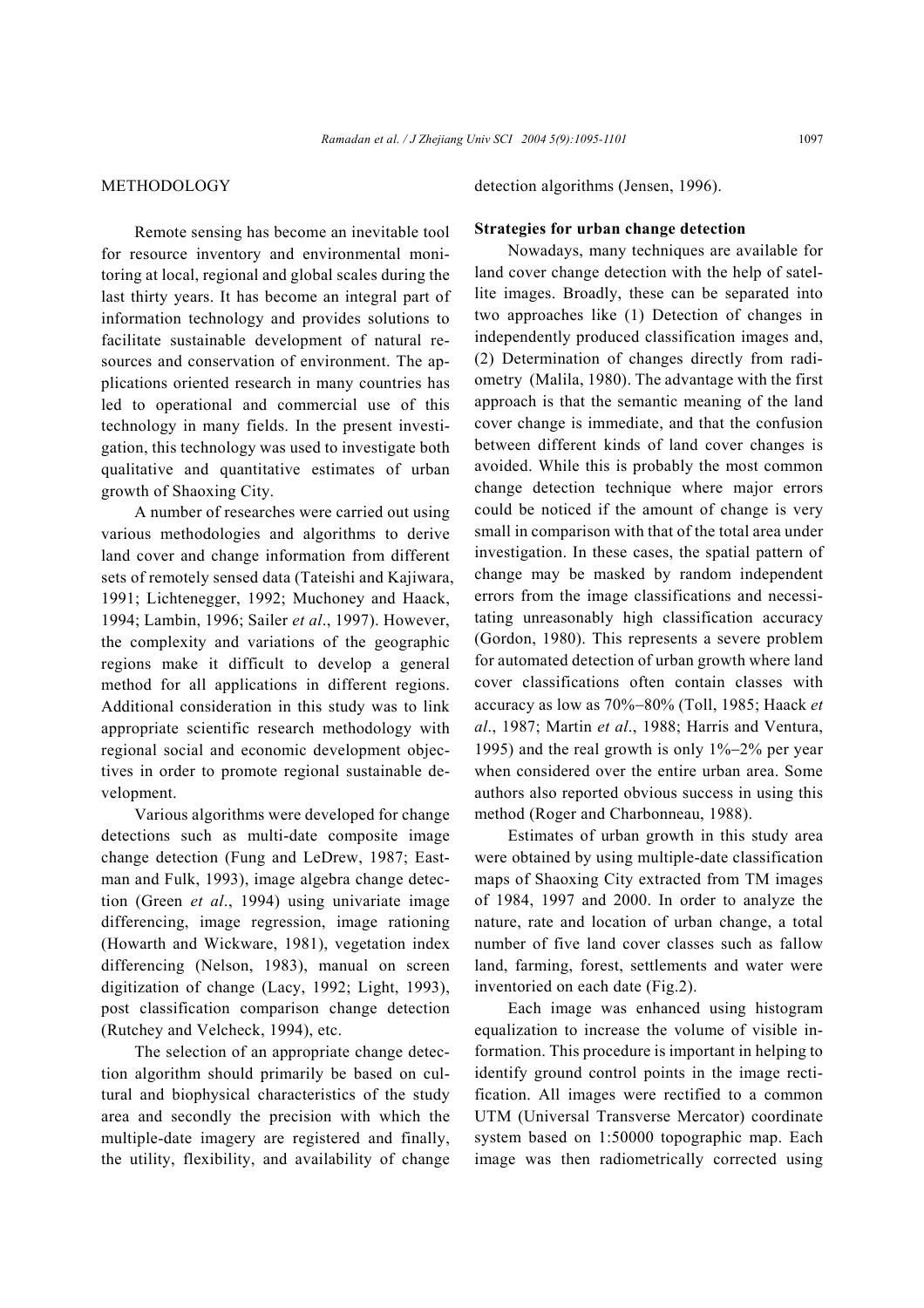## METHODOLOGY

Remote sensing has become an inevitable tool for resource inventory and environmental monitoring at local, regional and global scales during the last thirty years. It has become an integral part of information technology and provides solutions to facilitate sustainable development of natural resources and conservation of environment. The applications oriented research in many countries has led to operational and commercial use of this technology in many fields. In the present investigation, this technology was used to investigate both qualitative and quantitative estimates of urban growth of Shaoxing City.

A number of researches were carried out using various methodologies and algorithms to derive land cover and change information from different sets of remotely sensed data (Tateishi and Kajiwara, 1991; Lichtenegger, 1992; Muchoney and Haack, 1994; Lambin, 1996; Sailer *et al*., 1997). However, the complexity and variations of the geographic regions make it difficult to develop a general method for all applications in different regions. Additional consideration in this study was to link appropriate scientific research methodology with regional social and economic development objectives in order to promote regional sustainable development.

Various algorithms were developed for change detections such as multi-date composite image change detection (Fung and LeDrew, 1987; Eastman and Fulk, 1993), image algebra change detection (Green *et al*., 1994) using univariate image differencing, image regression, image rationing (Howarth and Wickware, 1981), vegetation index differencing (Nelson, 1983), manual on screen digitization of change (Lacy, 1992; Light, 1993), post classification comparison change detection (Rutchey and Velcheck, 1994), etc.

The selection of an appropriate change detection algorithm should primarily be based on cultural and biophysical characteristics of the study area and secondly the precision with which the multiple-date imagery are registered and finally, the utility, flexibility, and availability of change detection algorithms (Jensen, 1996).

### Strategies for urban change detection

Nowadays, many techniques are available for land cover change detection with the help of satellite images. Broadly, these can be separated into two approaches like (1) Detection of changes in independently produced classification images and, (2) Determination of changes directly from radiometry (Malila, 1980). The advantage with the first approach is that the semantic meaning of the land cover change is immediate, and that the confusion between different kinds of land cover changes is avoided. While this is probably the most common change detection technique where major errors could be noticed if the amount of change is very small in comparison with that of the total area under investigation. In these cases, the spatial pattern of change may be masked by random independent errors from the image classifications and necessitating unreasonably high classification accuracy (Gordon, 1980). This represents a severe problem for automated detection of urban growth where land cover classifications often contain classes with accuracy as low as 70%−80% (Toll, 1985; Haack *et al*., 1987; Martin *et al*., 1988; Harris and Ventura, 1995) and the real growth is only 1%−2% per year when considered over the entire urban area. Some authors also reported obvious success in using this method (Roger and Charbonneau, 1988).

Estimates of urban growth in this study area were obtained by using multiple-date classification maps of Shaoxing City extracted from TM images of 1984, 1997 and 2000. In order to analyze the nature, rate and location of urban change, a total number of five land cover classes such as fallow land, farming, forest, settlements and water were inventoried on each date (Fig.2).

Each image was enhanced using histogram equalization to increase the volume of visible information. This procedure is important in helping to identify ground control points in the image rectification. All images were rectified to a common UTM (Universal Transverse Mercator) coordinate system based on 1:50000 topographic map. Each image was then radiometrically corrected using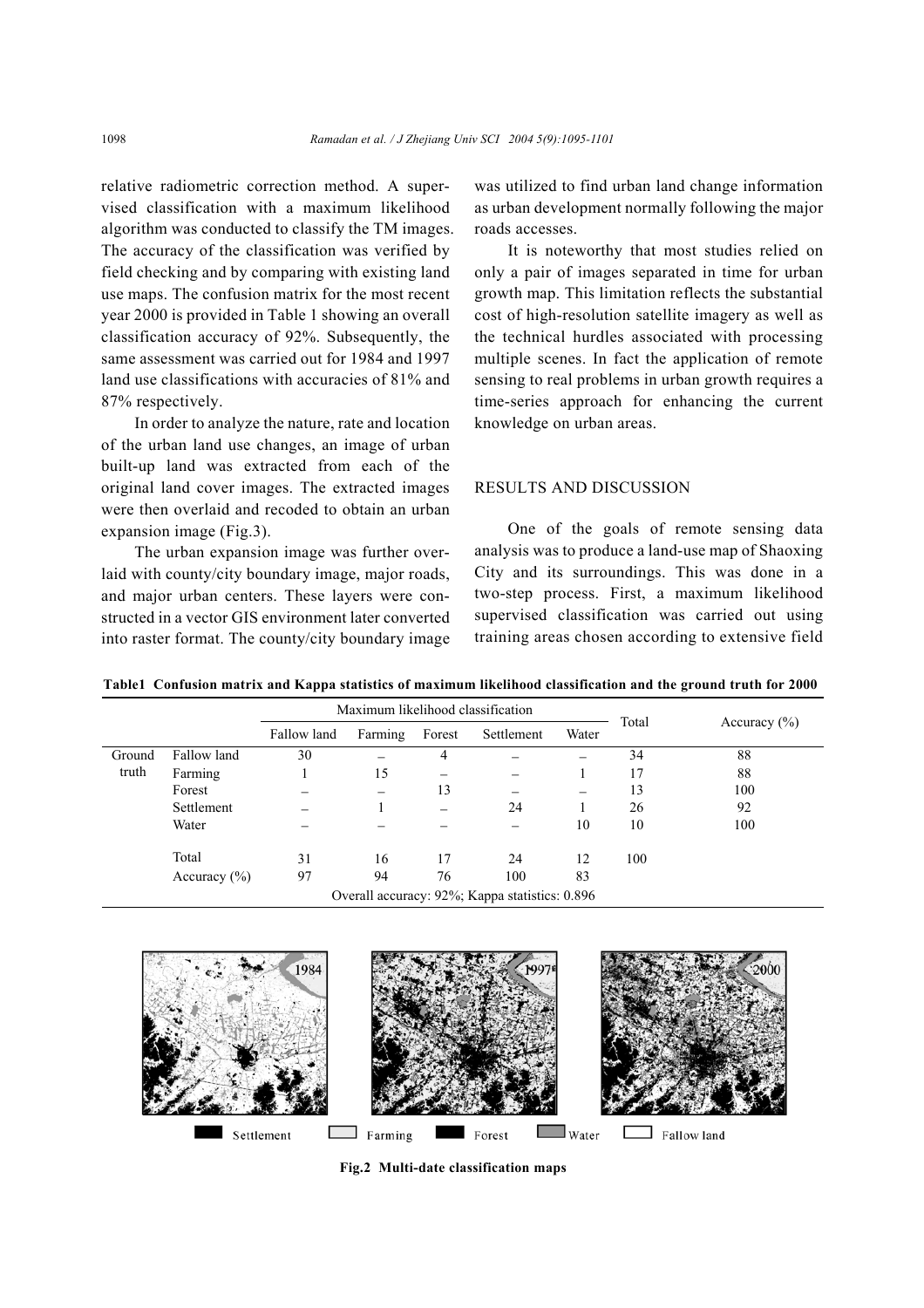relative radiometric correction method. A supervised classification with a maximum likelihood algorithm was conducted to classify the TM images. The accuracy of the classification was verified by field checking and by comparing with existing land use maps. The confusion matrix for the most recent year 2000 is provided in Table 1 showing an overall classification accuracy of 92%. Subsequently, the same assessment was carried out for 1984 and 1997 land use classifications with accuracies of 81% and 87% respectively.

In order to analyze the nature, rate and location of the urban land use changes, an image of urban built-up land was extracted from each of the original land cover images. The extracted images were then overlaid and recoded to obtain an urban expansion image (Fig.3).

The urban expansion image was further overlaid with county/city boundary image, major roads, and major urban centers. These layers were constructed in a vector GIS environment later converted into raster format. The county/city boundary image was utilized to find urban land change information as urban development normally following the major roads accesses.

It is noteworthy that most studies relied on only a pair of images separated in time for urban growth map. This limitation reflects the substantial cost of high-resolution satellite imagery as well as the technical hurdles associated with processing multiple scenes. In fact the application of remote sensing to real problems in urban growth requires a time-series approach for enhancing the current knowledge on urban areas.

## RESULTS AND DISCUSSION

One of the goals of remote sensing data analysis was to produce a land-use map of Shaoxing City and its surroundings. This was done in a two-step process. First, a maximum likelihood supervised classification was carried out using training areas chosen according to extensive field

**Table1 Confusion matrix and Kappa statistics of maximum likelihood classification and the ground truth for 2000**

| | | Maximum likelihood classification | | | | | Total | Accuracy (%) |
|---|---|---|---|---|---|---|---|---|
| | | Fallow land | Farming | Forest | Settlement | Water | | |
| Ground truth | Fallow land | 30 | – | 4 | – | – | 34 | 88 |
| | Farming | 1 | 15 | – | – | 1 | 17 | 88 |
| | Forest | – | – | 13 | – | – | 13 | 100 |
| | Settlement | – | 1 | – | 24 | 1 | 26 | 92 |
| | Water | – | – | – | – | 10 | 10 | 100 |
| | Total | 31 | 16 | 17 | 24 | 12 | 100 | |
| | Accuracy (%) | 97 | 94 | 76 | 100 | 83 | | |
| Overall accuracy: 92%; Kappa statistics: 0.896 | | | | | | | | |

**Fig.2 Multi-date classification maps**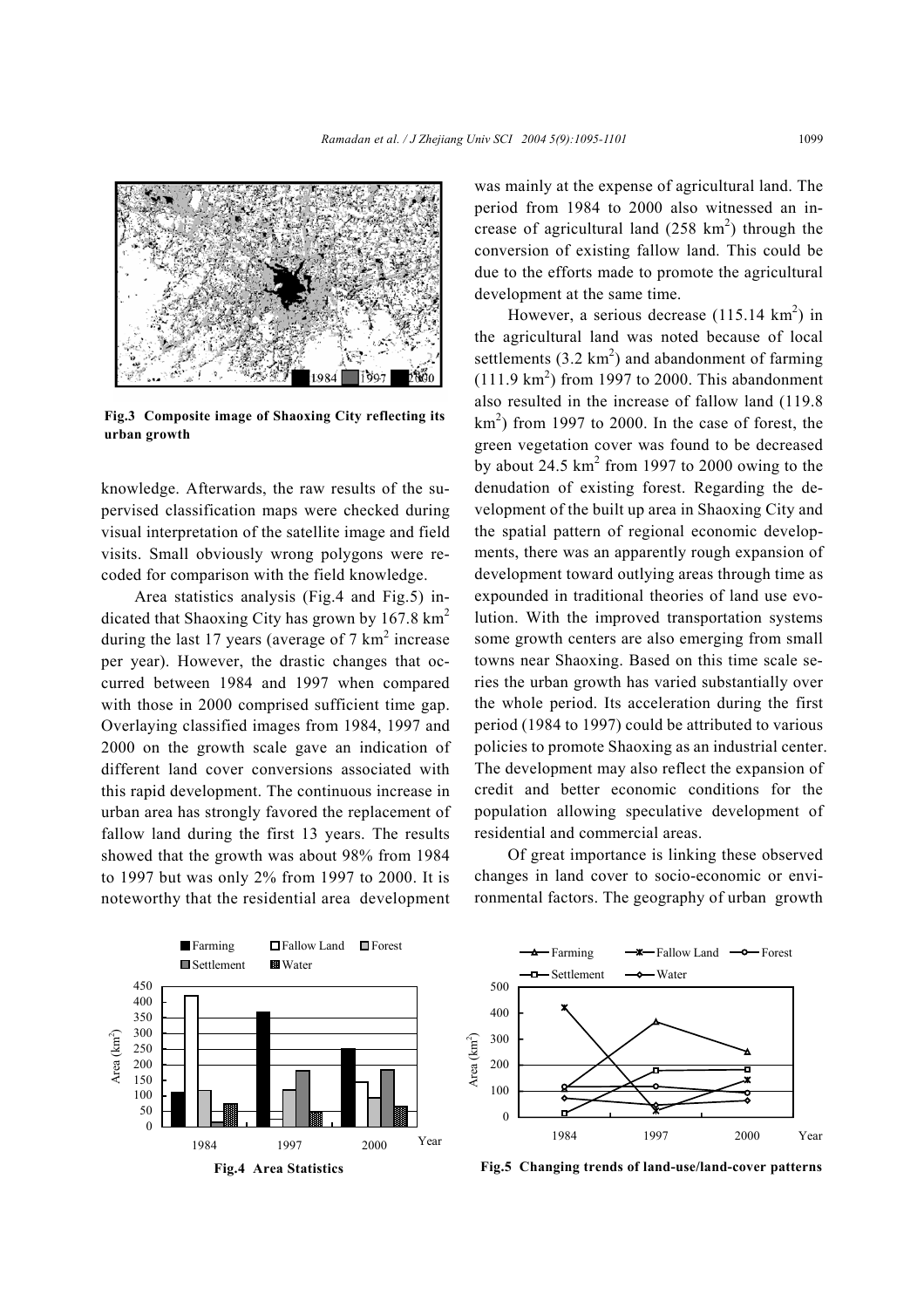Fig.3 Composite image of Shaoxing City reflecting its urban growth

knowledge. Afterwards, the raw results of the supervised classification maps were checked during visual interpretation of the satellite image and field visits. Small obviously wrong polygons were recoded for comparison with the field knowledge.

Area statistics analysis (Fig.4 and Fig.5) indicated that Shaoxing City has grown by 167.8 $km^2$ during the last 17 years (average of 7 $km^2$ increase per year). However, the drastic changes that occurred between 1984 and 1997 when compared with those in 2000 comprised sufficient time gap. Overlaying classified images from 1984, 1997 and 2000 on the growth scale gave an indication of different land cover conversions associated with this rapid development. The continuous increase in urban area has strongly favored the replacement of fallow land during the first 13 years. The results showed that the growth was about 98% from 1984 to 1997 but was only 2% from 1997 to 2000. It is noteworthy that the residential area development was mainly at the expense of agricultural land. The period from 1984 to 2000 also witnessed an increase of agricultural land (258 $km^2$) through the conversion of existing fallow land. This could be due to the efforts made to promote the agricultural development at the same time.

However, a serious decrease (115.14 $km^2$) in the agricultural land was noted because of local settlements (3.2 $km^2$) and abandonment of farming (111.9 $km^2$) from 1997 to 2000. This abandonment also resulted in the increase of fallow land (119.8 $km^2$) from 1997 to 2000. In the case of forest, the green vegetation cover was found to be decreased by about 24.5 $km^2$ from 1997 to 2000 owing to the denudation of existing forest. Regarding the development of the built up area in Shaoxing City and the spatial pattern of regional economic developments, there was an apparently rough expansion of development toward outlying areas through time as expounded in traditional theories of land use evolution. With the improved transportation systems some growth centers are also emerging from small towns near Shaoxing. Based on this time scale series the urban growth has varied substantially over the whole period. Its acceleration during the first period (1984 to 1997) could be attributed to various policies to promote Shaoxing as an industrial center. The development may also reflect the expansion of credit and better economic conditions for the population allowing speculative development of residential and commercial areas.

Of great importance is linking these observed changes in land cover to socio-economic or environmental factors. The geography of urban growth

Fig.4 Area Statistics

Fig.5 Changing trends of land-use/land-cover patterns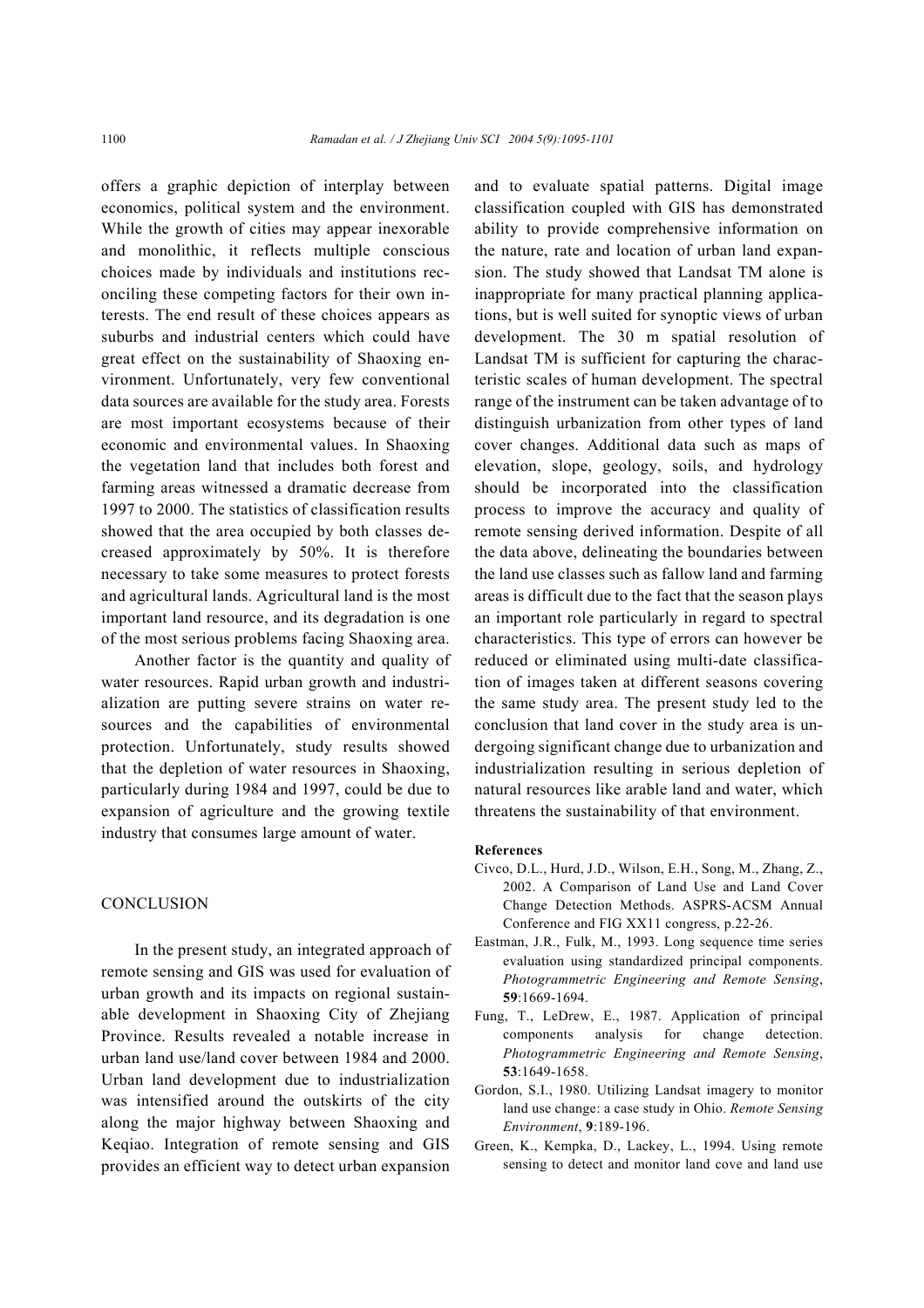offers a graphic depiction of interplay between economics, political system and the environment. While the growth of cities may appear inexorable and monolithic, it reflects multiple conscious choices made by individuals and institutions reconciling these competing factors for their own interests. The end result of these choices appears as suburbs and industrial centers which could have great effect on the sustainability of Shaoxing environment. Unfortunately, very few conventional data sources are available for the study area. Forests are most important ecosystems because of their economic and environmental values. In Shaoxing the vegetation land that includes both forest and farming areas witnessed a dramatic decrease from 1997 to 2000. The statistics of classification results showed that the area occupied by both classes decreased approximately by 50%. It is therefore necessary to take some measures to protect forests and agricultural lands. Agricultural land is the most important land resource, and its degradation is one of the most serious problems facing Shaoxing area.

Another factor is the quantity and quality of water resources. Rapid urban growth and industrialization are putting severe strains on water resources and the capabilities of environmental protection. Unfortunately, study results showed that the depletion of water resources in Shaoxing, particularly during 1984 and 1997, could be due to expansion of agriculture and the growing textile industry that consumes large amount of water.

## CONCLUSION

In the present study, an integrated approach of remote sensing and GIS was used for evaluation of urban growth and its impacts on regional sustainable development in Shaoxing City of Zhejiang Province. Results revealed a notable increase in urban land use/land cover between 1984 and 2000. Urban land development due to industrialization was intensified around the outskirts of the city along the major highway between Shaoxing and Keqiao. Integration of remote sensing and GIS provides an efficient way to detect urban expansion and to evaluate spatial patterns. Digital image classification coupled with GIS has demonstrated ability to provide comprehensive information on the nature, rate and location of urban land expansion. The study showed that Landsat TM alone is inappropriate for many practical planning applications, but is well suited for synoptic views of urban development. The 30 m spatial resolution of Landsat TM is sufficient for capturing the characteristic scales of human development. The spectral range of the instrument can be taken advantage of to distinguish urbanization from other types of land cover changes. Additional data such as maps of elevation, slope, geology, soils, and hydrology should be incorporated into the classification process to improve the accuracy and quality of remote sensing derived information. Despite of all the data above, delineating the boundaries between the land use classes such as fallow land and farming areas is difficult due to the fact that the season plays an important role particularly in regard to spectral characteristics. This type of errors can however be reduced or eliminated using multi-date classification of images taken at different seasons covering the same study area. The present study led to the conclusion that land cover in the study area is undergoing significant change due to urbanization and industrialization resulting in serious depletion of natural resources like arable land and water, which threatens the sustainability of that environment.

**References**

Civco, D.L., Hurd, J.D., Wilson, E.H., Song, M., Zhang, Z., 2002. A Comparison of Land Use and Land Cover Change Detection Methods. ASPRS-ACSM Annual Conference and FIG XX11 congress, p.22-26.

Eastman, J.R., Fulk, M., 1993. Long sequence time series evaluation using standardized principal components. *Photogrammetric Engineering and Remote Sensing*, **59**:1669-1694.

Fung, T., LeDrew, E., 1987. Application of principal components analysis for change detection. *Photogrammetric Engineering and Remote Sensing*, **53**:1649-1658.

Gordon, S.I., 1980. Utilizing Landsat imagery to monitor land use change: a case study in Ohio. *Remote Sensing Environment*, **9**:189-196.

Green, K., Kempka, D., Lackey, L., 1994. Using remote sensing to detect and monitor land cove and land use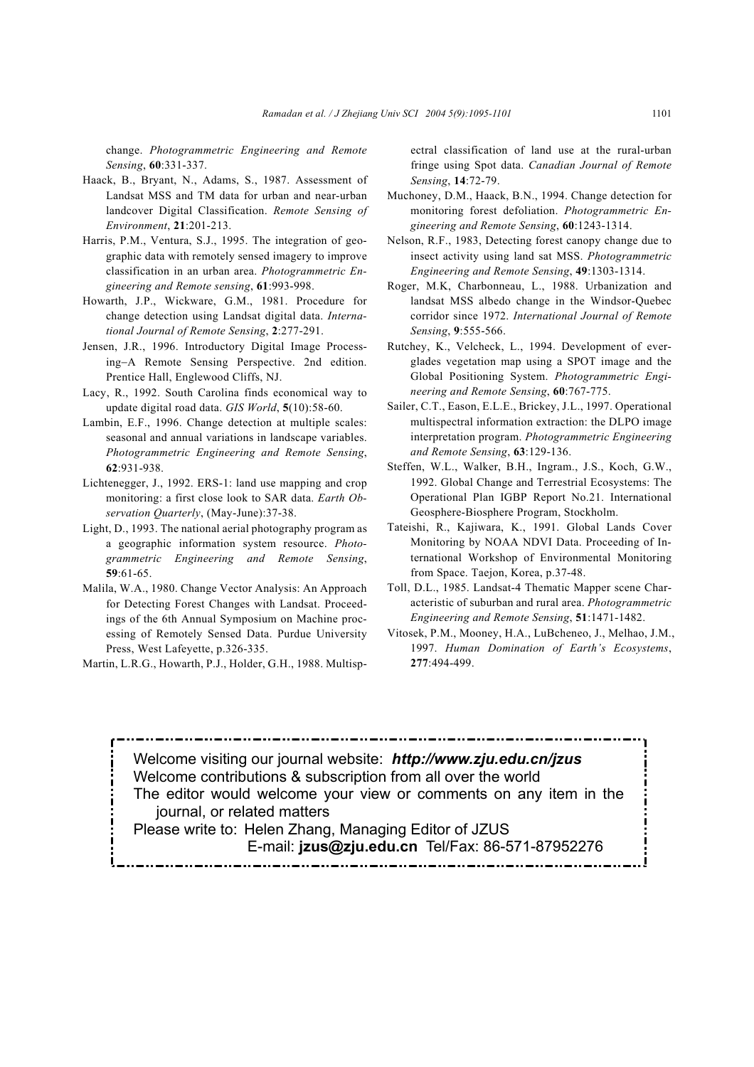change. *Photogrammetric Engineering and Remote Sensing*, **60**:331-337.

Haack, B., Bryant, N., Adams, S., 1987. Assessment of Landsat MSS and TM data for urban and near-urban landcover Digital Classification. *Remote Sensing of Environment*, **21**:201-213.

Harris, P.M., Ventura, S.J., 1995. The integration of geographic data with remotely sensed imagery to improve classification in an urban area. *Photogrammetric Engineering and Remote sensing*, **61**:993-998.

Howarth, J.P., Wickware, G.M., 1981. Procedure for change detection using Landsat digital data. *International Journal of Remote Sensing*, **2**:277-291.

Jensen, J.R., 1996. Introductory Digital Image Processing−A Remote Sensing Perspective. 2nd edition. Prentice Hall, Englewood Cliffs, NJ.

Lacy, R., 1992. South Carolina finds economical way to update digital road data. *GIS World*, **5**(10):58-60.

Lambin, E.F., 1996. Change detection at multiple scales: seasonal and annual variations in landscape variables. *Photogrammetric Engineering and Remote Sensing*, **62**:931-938.

Lichtenegger, J., 1992. ERS-1: land use mapping and crop monitoring: a first close look to SAR data. *Earth Observation Quarterly*, (May-June):37-38.

Light, D., 1993. The national aerial photography program as a geographic information system resource. *Photogrammetric Engineering and Remote Sensing*, **59**:61-65.

Malila, W.A., 1980. Change Vector Analysis: An Approach for Detecting Forest Changes with Landsat. Proceedings of the 6th Annual Symposium on Machine processing of Remotely Sensed Data. Purdue University Press, West Lafeyette, p.326-335.

Martin, L.R.G., Howarth, P.J., Holder, G.H., 1988. Multispectral classification of land use at the rural-urban fringe using Spot data. *Canadian Journal of Remote Sensing*, **14**:72-79.

Muchoney, D.M., Haack, B.N., 1994. Change detection for monitoring forest defoliation. *Photogrammetric Engineering and Remote Sensing*, **60**:1243-1314.

Nelson, R.F., 1983, Detecting forest canopy change due to insect activity using land sat MSS. *Photogrammetric Engineering and Remote Sensing*, **49**:1303-1314.

Roger, M.K, Charbonneau, L., 1988. Urbanization and landsat MSS albedo change in the Windsor-Quebec corridor since 1972. *International Journal of Remote Sensing*, **9**:555-566.

Rutchey, K., Velcheck, L., 1994. Development of everglades vegetation map using a SPOT image and the Global Positioning System. *Photogrammetric Engineering and Remote Sensing*, **60**:767-775.

Sailer, C.T., Eason, E.L.E., Brickey, J.L., 1997. Operational multispectral information extraction: the DLPO image interpretation program. *Photogrammetric Engineering and Remote Sensing*, **63**:129-136.

Steffen, W.L., Walker, B.H., Ingram., J.S., Koch, G.W., 1992. Global Change and Terrestrial Ecosystems: The Operational Plan IGBP Report No.21. International Geosphere-Biosphere Program, Stockholm.

Tateishi, R., Kajiwara, K., 1991. Global Lands Cover Monitoring by NOAA NDVI Data. Proceeding of International Workshop of Environmental Monitoring from Space. Taejon, Korea, p.37-48.

Toll, D.L., 1985. Landsat-4 Thematic Mapper scene Characteristic of suburban and rural area. *Photogrammetric Engineering and Remote Sensing*, **51**:1471-1482.

Vitosek, P.M., Mooney, H.A., LuBcheneo, J., Melhao, J.M., 1997. *Human Domination of Earth's Ecosystems*, **277**:494-499.

Welcome visiting our journal website: ***http://www.zju.edu.cn/jzus***
Welcome contributions & subscription from all over the world
The editor would welcome your view or comments on any item in the journal, or related matters
Please write to: Helen Zhang, Managing Editor of JZUS
E-mail: **jzus@zju.edu.cn** Tel/Fax: 86-571-87952276